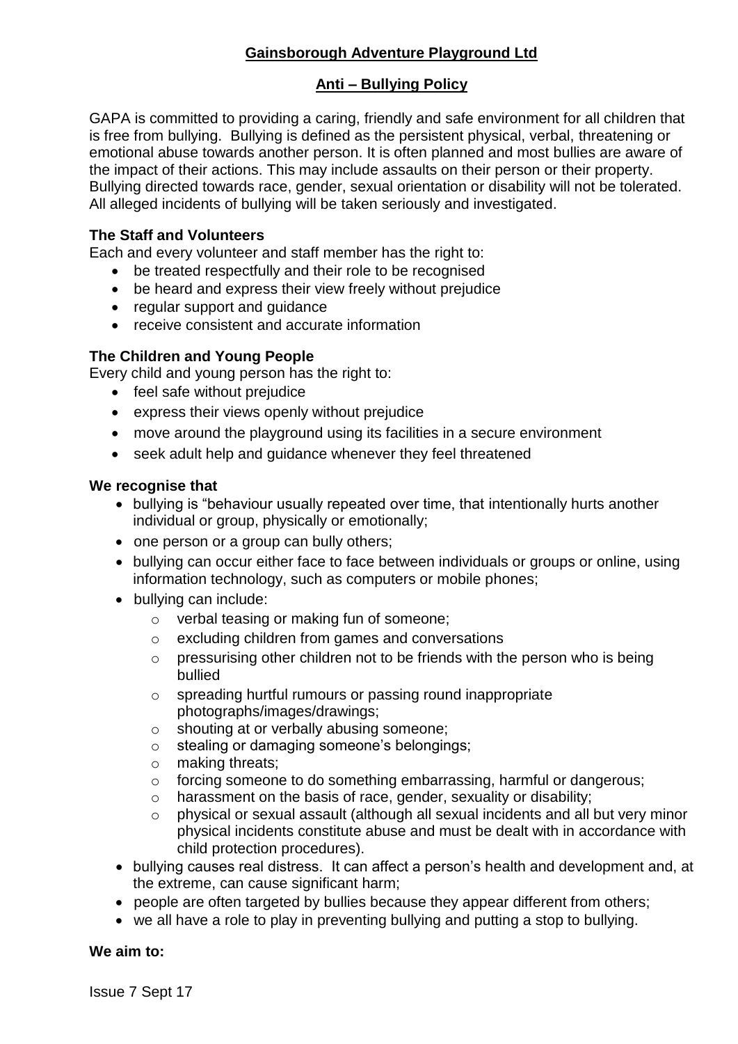# Gainsborough Adventure Playground Ltd

## Anti – Bullying Policy

GAPA is committed to providing a caring, friendly and safe environment for all children that is free from bullying. Bullying is defined as the persistent physical, verbal, threatening or emotional abuse towards another person. It is often planned and most bullies are aware of the impact of their actions. This may include assaults on their person or their property. Bullying directed towards race, gender, sexual orientation or disability will not be tolerated. All alleged incidents of bullying will be taken seriously and investigated.

**The Staff and Volunteers**

Each and every volunteer and staff member has the right to:

- be treated respectfully and their role to be recognised
- be heard and express their view freely without prejudice
- regular support and guidance
- receive consistent and accurate information

**The Children and Young People**

Every child and young person has the right to:

- feel safe without prejudice
- express their views openly without prejudice
- move around the playground using its facilities in a secure environment
- seek adult help and guidance whenever they feel threatened

**We recognise that**

- bullying is "behaviour usually repeated over time, that intentionally hurts another individual or group, physically or emotionally;
- one person or a group can bully others;
- bullying can occur either face to face between individuals or groups or online, using information technology, such as computers or mobile phones;
- bullying can include:
  - verbal teasing or making fun of someone;
  - excluding children from games and conversations
  - pressurising other children not to be friends with the person who is being bullied
  - spreading hurtful rumours or passing round inappropriate photographs/images/drawings;
  - shouting at or verbally abusing someone;
  - stealing or damaging someone's belongings;
  - making threats;
  - forcing someone to do something embarrassing, harmful or dangerous;
  - harassment on the basis of race, gender, sexuality or disability;
  - physical or sexual assault (although all sexual incidents and all but very minor physical incidents constitute abuse and must be dealt with in accordance with child protection procedures).
- bullying causes real distress. It can affect a person's health and development and, at the extreme, can cause significant harm;
- people are often targeted by bullies because they appear different from others;
- we all have a role to play in preventing bullying and putting a stop to bullying.

**We aim to:**

Issue 7 Sept 17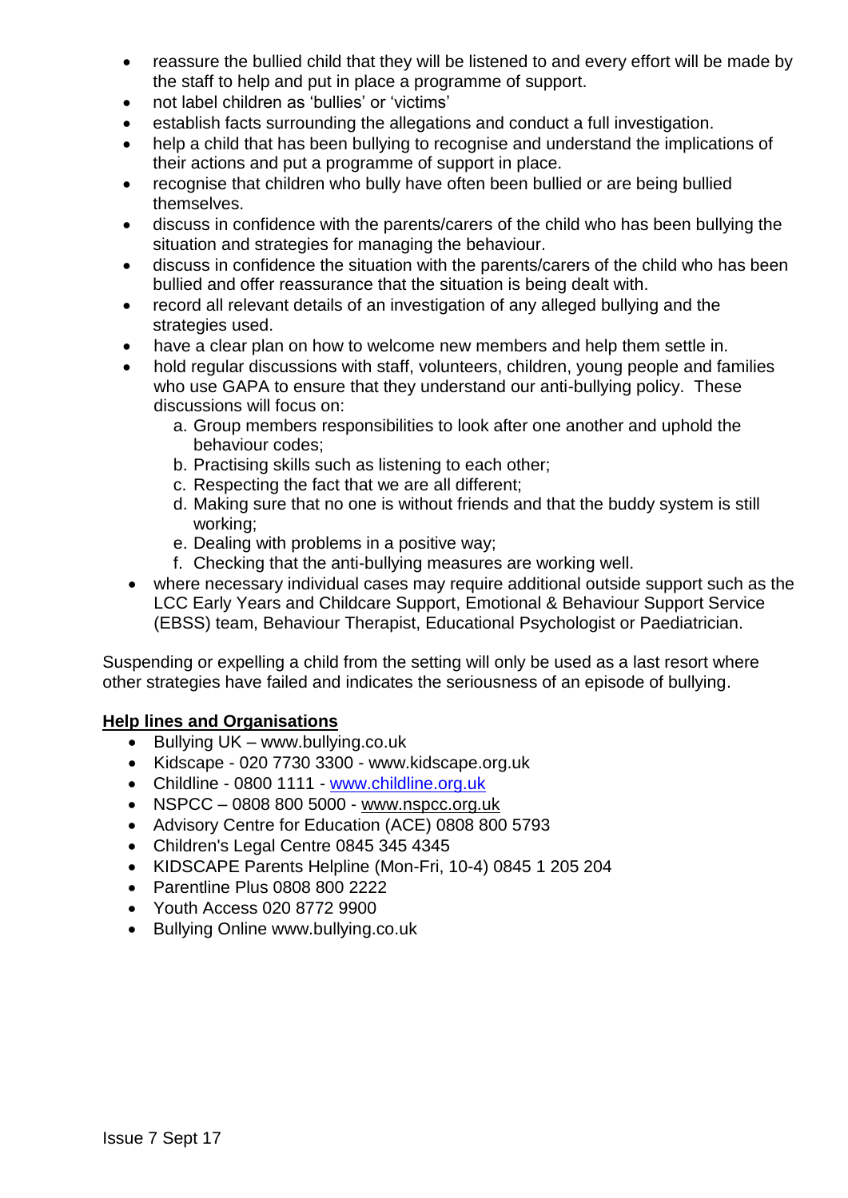- reassure the bullied child that they will be listened to and every effort will be made by the staff to help and put in place a programme of support.
- not label children as 'bullies' or 'victims'
- establish facts surrounding the allegations and conduct a full investigation.
- help a child that has been bullying to recognise and understand the implications of their actions and put a programme of support in place.
- recognise that children who bully have often been bullied or are being bullied themselves.
- discuss in confidence with the parents/carers of the child who has been bullying the situation and strategies for managing the behaviour.
- discuss in confidence the situation with the parents/carers of the child who has been bullied and offer reassurance that the situation is being dealt with.
- record all relevant details of an investigation of any alleged bullying and the strategies used.
- have a clear plan on how to welcome new members and help them settle in.
- hold regular discussions with staff, volunteers, children, young people and families who use GAPA to ensure that they understand our anti-bullying policy. These discussions will focus on:
    a. Group members responsibilities to look after one another and uphold the behaviour codes;
    b. Practising skills such as listening to each other;
    c. Respecting the fact that we are all different;
    d. Making sure that no one is without friends and that the buddy system is still working;
    e. Dealing with problems in a positive way;
    f. Checking that the anti-bullying measures are working well.
- where necessary individual cases may require additional outside support such as the LCC Early Years and Childcare Support, Emotional & Behaviour Support Service (EBSS) team, Behaviour Therapist, Educational Psychologist or Paediatrician.

Suspending or expelling a child from the setting will only be used as a last resort where other strategies have failed and indicates the seriousness of an episode of bullying.

**Help lines and Organisations**

- Bullying UK – www.bullying.co.uk
- Kidscape - 020 7730 3300 - www.kidscape.org.uk
- Childline - 0800 1111 - www.childline.org.uk
- NSPCC – 0808 800 5000 - www.nspcc.org.uk
- Advisory Centre for Education (ACE) 0808 800 5793
- Children's Legal Centre 0845 345 4345
- KIDSCAPE Parents Helpline (Mon-Fri, 10-4) 0845 1 205 204
- Parentline Plus 0808 800 2222
- Youth Access 020 8772 9900
- Bullying Online www.bullying.co.uk

Issue 7 Sept 17